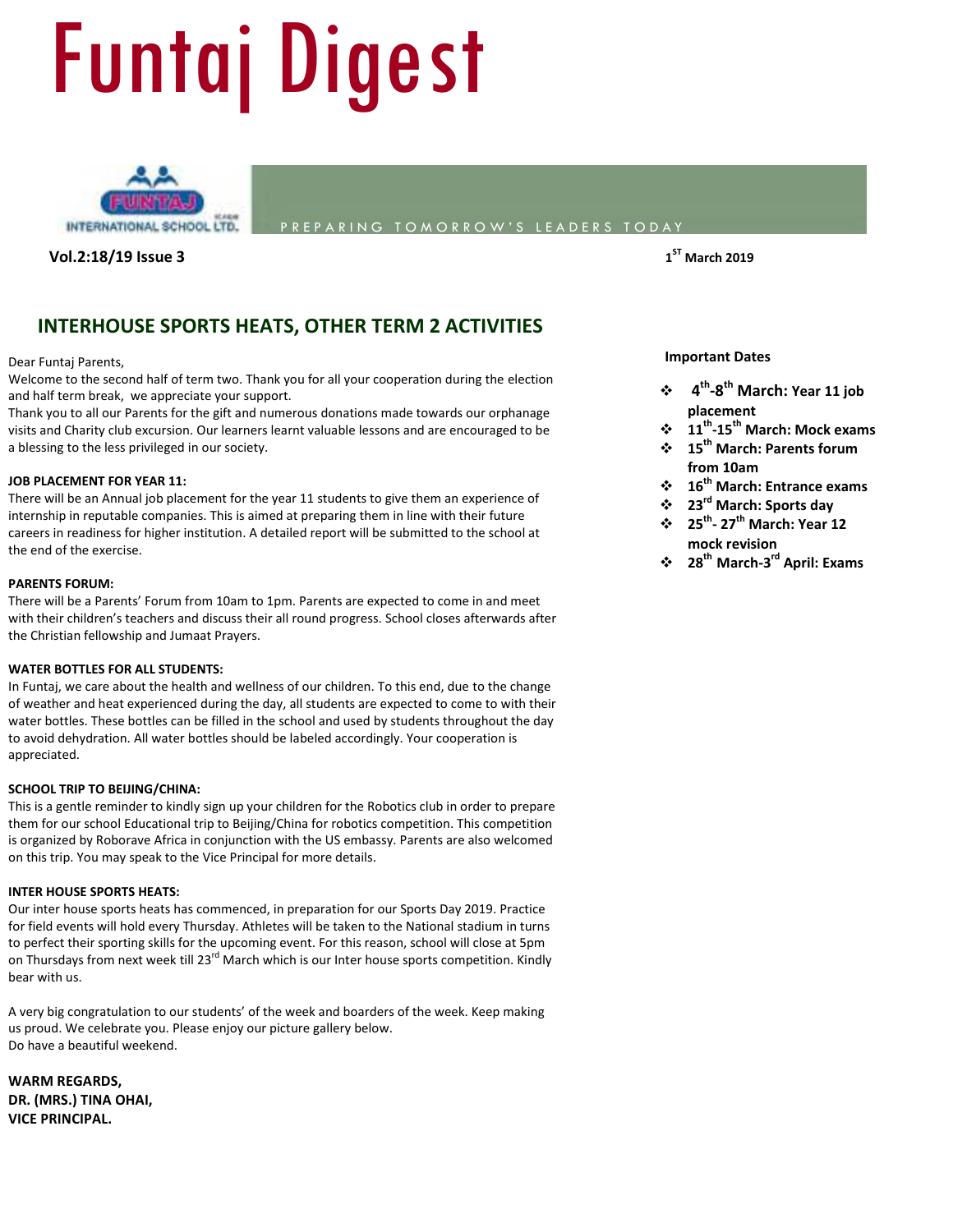# Funtaj Digest

FUNTAJ INTERNATIONAL SCHOOL LTD.

PREPARING TOMORROW'S LEADERS TODAY

**Vol.2:18/19 Issue 3**

**1ST March 2019**

## INTERHOUSE SPORTS HEATS, OTHER TERM 2 ACTIVITIES

Dear Funtaj Parents,
Welcome to the second half of term two. Thank you for all your cooperation during the election and half term break, we appreciate your support.
Thank you to all our Parents for the gift and numerous donations made towards our orphanage visits and Charity club excursion. Our learners learnt valuable lessons and are encouraged to be a blessing to the less privileged in our society.

**JOB PLACEMENT FOR YEAR 11:**
There will be an Annual job placement for the year 11 students to give them an experience of internship in reputable companies. This is aimed at preparing them in line with their future careers in readiness for higher institution. A detailed report will be submitted to the school at the end of the exercise.

**PARENTS FORUM:**
There will be a Parents' Forum from 10am to 1pm. Parents are expected to come in and meet with their children's teachers and discuss their all round progress. School closes afterwards after the Christian fellowship and Jumaat Prayers.

**WATER BOTTLES FOR ALL STUDENTS:**
In Funtaj, we care about the health and wellness of our children. To this end, due to the change of weather and heat experienced during the day, all students are expected to come to with their water bottles. These bottles can be filled in the school and used by students throughout the day to avoid dehydration. All water bottles should be labeled accordingly. Your cooperation is appreciated.

**SCHOOL TRIP TO BEIJING/CHINA:**
This is a gentle reminder to kindly sign up your children for the Robotics club in order to prepare them for our school Educational trip to Beijing/China for robotics competition. This competition is organized by Roborave Africa in conjunction with the US embassy. Parents are also welcomed on this trip. You may speak to the Vice Principal for more details.

**INTER HOUSE SPORTS HEATS:**
Our inter house sports heats has commenced, in preparation for our Sports Day 2019. Practice for field events will hold every Thursday. Athletes will be taken to the National stadium in turns to perfect their sporting skills for the upcoming event. For this reason, school will close at 5pm on Thursdays from next week till 23rd March which is our Inter house sports competition. Kindly bear with us.

A very big congratulation to our students' of the week and boarders of the week. Keep making us proud. We celebrate you. Please enjoy our picture gallery below.
Do have a beautiful weekend.

**WARM REGARDS,**
**DR. (MRS.) TINA OHAI,**
**VICE PRINCIPAL.**

**Important Dates**

- **4th-8th March: Year 11 job placement**
- **11th-15th March: Mock exams**
- **15th March: Parents forum from 10am**
- **16th March: Entrance exams**
- **23rd March: Sports day**
- **25th- 27th March: Year 12 mock revision**
- **28th March-3rd April: Exams**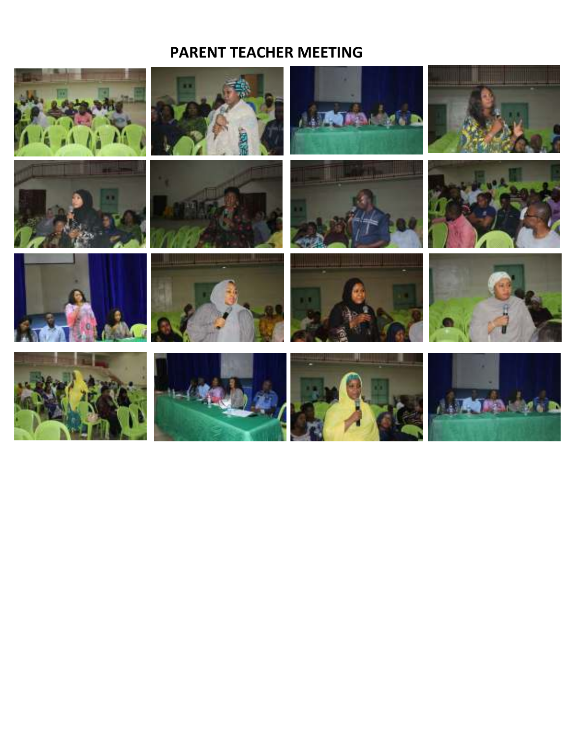# PARENT TEACHER MEETING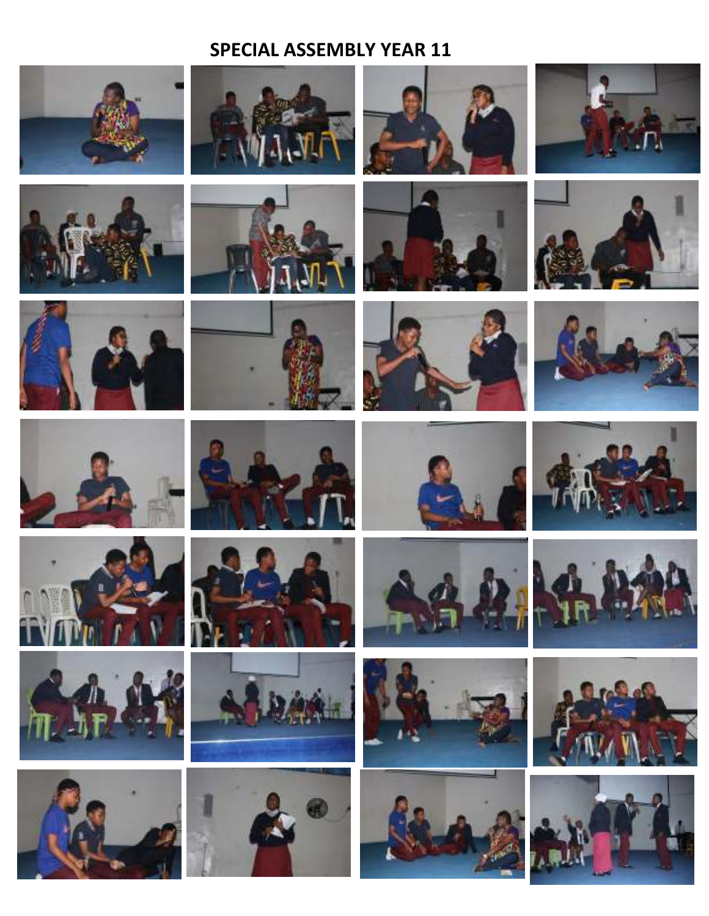# SPECIAL ASSEMBLY YEAR 11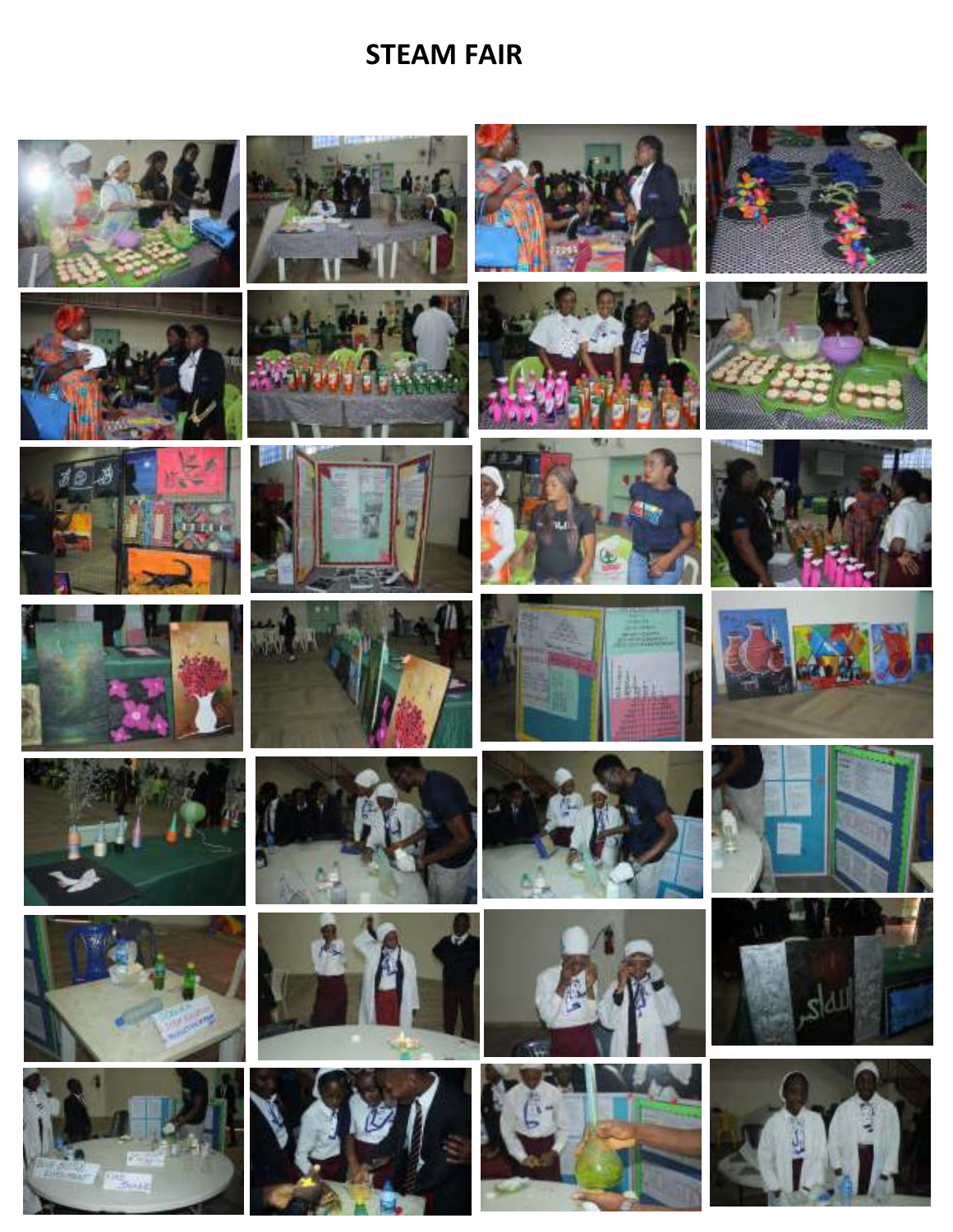# STEAM FAIR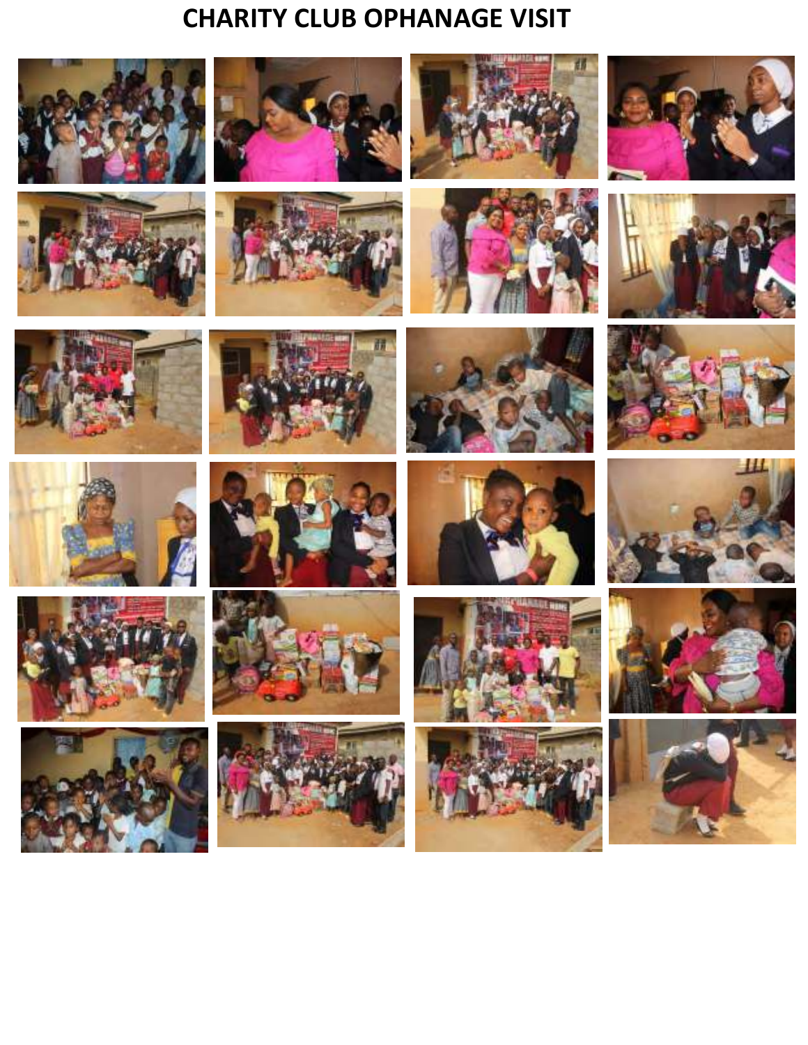# CHARITY CLUB OPHANAGE VISIT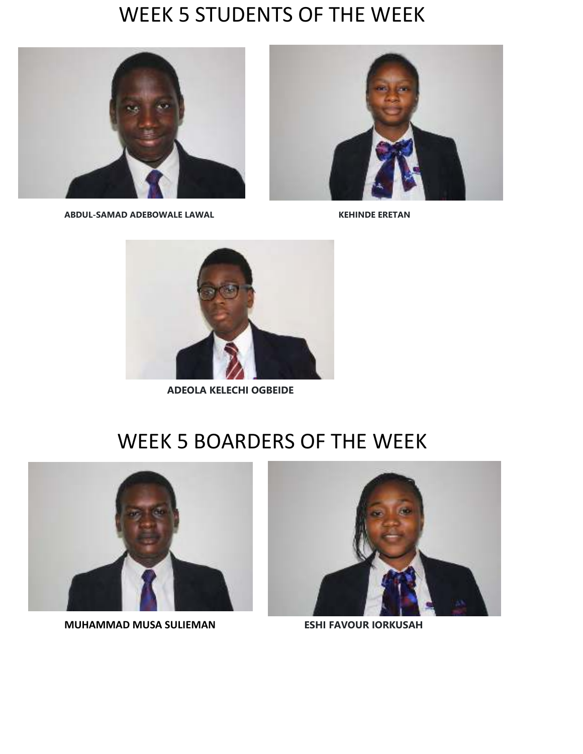# WEEK 5 STUDENTS OF THE WEEK

**ABDUL-SAMAD ADEBOWALE LAWAL**

**KEHINDE ERETAN**

**ADEOLA KELECHI OGBEIDE**

# WEEK 5 BOARDERS OF THE WEEK

**MUHAMMAD MUSA SULIEMAN**

**ESHI FAVOUR IORKUSAH**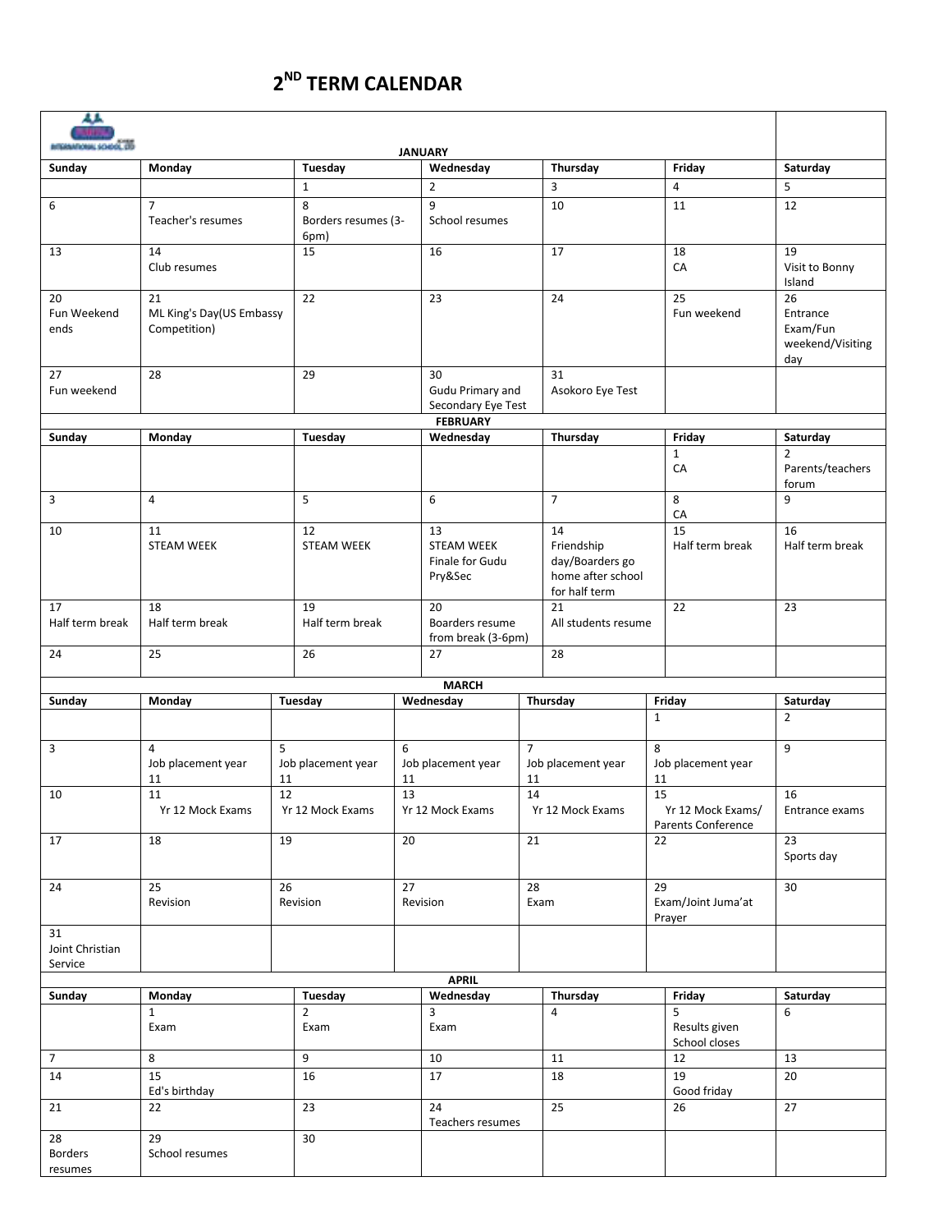# 2[ND] TERM CALENDAR

| Sunday | Monday | Tuesday | Wednesday | Thursday | Friday | Saturday |
|---|---|---|---|---|---|---|
| | | | **JANUARY** | | | |
| **Sunday** | **Monday** | **Tuesday** | **Wednesday** | **Thursday** | **Friday** | **Saturday** |
| | | 1 | 2 | 3 | 4 | 5 |
| 6 | 7 Teacher's resumes | 8 Borders resumes (3-6pm) | 9 School resumes | 10 | 11 | 12 |
| 13 | 14 Club resumes | 15 | 16 | 17 | 18 CA | 19 Visit to Bonny Island |
| 20 Fun Weekend ends | 21 ML King's Day(US Embassy Competition) | 22 | 23 | 24 | 25 Fun weekend | 26 Entrance Exam/Fun weekend/Visiting day |
| 27 Fun weekend | 28 | 29 | 30 Gudu Primary and Secondary Eye Test | 31 Asokoro Eye Test | | |
| | | | **FEBRUARY** | | | |
| **Sunday** | **Monday** | **Tuesday** | **Wednesday** | **Thursday** | **Friday** | **Saturday** |
| | | | | | 1 CA | 2 Parents/teachers forum |
| 3 | 4 | 5 | 6 | 7 | 8 CA | 9 |
| 10 | 11 STEAM WEEK | 12 STEAM WEEK | 13 STEAM WEEK Finale for Gudu Pry&Sec | 14 Friendship day/Boarders go home after school for half term | 15 Half term break | 16 Half term break |
| 17 Half term break | 18 Half term break | 19 Half term break | 20 Boarders resume from break (3-6pm) | 21 All students resume | 22 | 23 |
| 24 | 25 | 26 | 27 | 28 | | |
| | | | **MARCH** | | | |
| **Sunday** | **Monday** | **Tuesday** | **Wednesday** | **Thursday** | **Friday** | **Saturday** |
| | | | | | 1 | 2 |
| 3 | 4 Job placement year 11 | 5 Job placement year 11 | 6 Job placement year 11 | 7 Job placement year 11 | 8 Job placement year 11 | 9 |
| 10 | 11 Yr 12 Mock Exams | 12 Yr 12 Mock Exams | 13 Yr 12 Mock Exams | 14 Yr 12 Mock Exams | 15 Yr 12 Mock Exams/ Parents Conference | 16 Entrance exams |
| 17 | 18 | 19 | 20 | 21 | 22 | 23 Sports day |
| 24 | 25 Revision | 26 Revision | 27 Revision | 28 Exam | 29 Exam/Joint Juma'at Prayer | 30 |
| 31 Joint Christian Service | | | | | | |
| | | | **APRIL** | | | |
| **Sunday** | **Monday** | **Tuesday** | **Wednesday** | **Thursday** | **Friday** | **Saturday** |
| | 1 Exam | 2 Exam | 3 Exam | 4 | 5 Results given School closes | 6 |
| 7 | 8 | 9 | 10 | 11 | 12 | 13 |
| 14 | 15 Ed's birthday | 16 | 17 | 18 | 19 Good friday | 20 |
| 21 | 22 | 23 | 24 Teachers resumes | 25 | 26 | 27 |
| 28 Borders resumes | 29 School resumes | 30 | | | | |